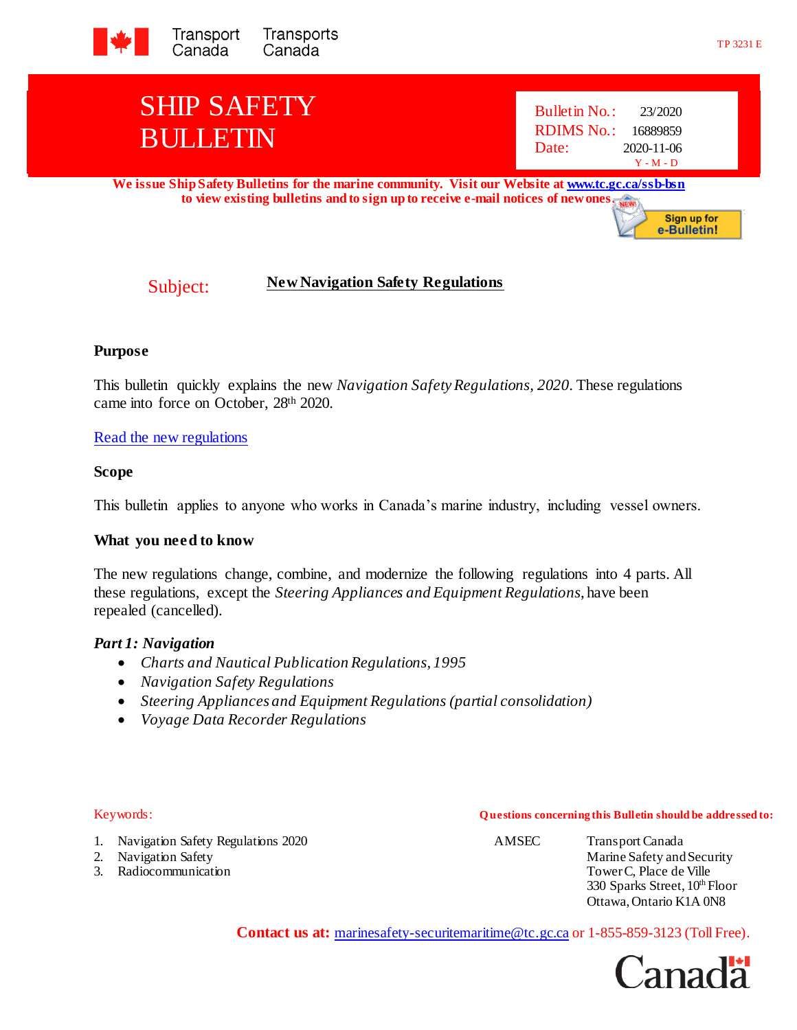Transport Canada Transports Canada

TP 3231 E

# SHIP SAFETY BULLETIN

Bulletin No.: 23/2020
RDIMS No.: 16889859
Date: 2020-11-06
Y - M - D

**We issue Ship Safety Bulletins for the marine community. Visit our Website at [www.tc.gc.ca/ssb-bsn](www.tc.gc.ca/ssb-bsn) to view existing bulletins and to sign up to receive e-mail notices of new ones.**

Sign up for e-Bulletin!

Subject: **New Navigation Safety Regulations**

### Purpose

This bulletin quickly explains the new *Navigation Safety Regulations, 2020*. These regulations came into force on October, 28th 2020.

[Read the new regulations]()

### Scope

This bulletin applies to anyone who works in Canada's marine industry, including vessel owners.

### What you need to know

The new regulations change, combine, and modernize the following regulations into 4 parts. All these regulations, except the *Steering Appliances and Equipment Regulations*, have been repealed (cancelled).

***Part 1: Navigation***

- *Charts and Nautical Publication Regulations, 1995*
- *Navigation Safety Regulations*
- *Steering Appliances and Equipment Regulations (partial consolidation)*
- *Voyage Data Recorder Regulations*

Keywords:

1. Navigation Safety Regulations 2020
2. Navigation Safety
3. Radiocommunication

**Questions concerning this Bulletin should be addressed to:**

AMSEC
Transport Canada
Marine Safety and Security
Tower C, Place de Ville
330 Sparks Street, 10th Floor
Ottawa, Ontario K1A 0N8

**Contact us at:** [marinesafety-securitemaritime@tc.gc.ca](mailto:marinesafety-securitemaritime@tc.gc.ca) or 1-855-859-3123 (Toll Free).

Canada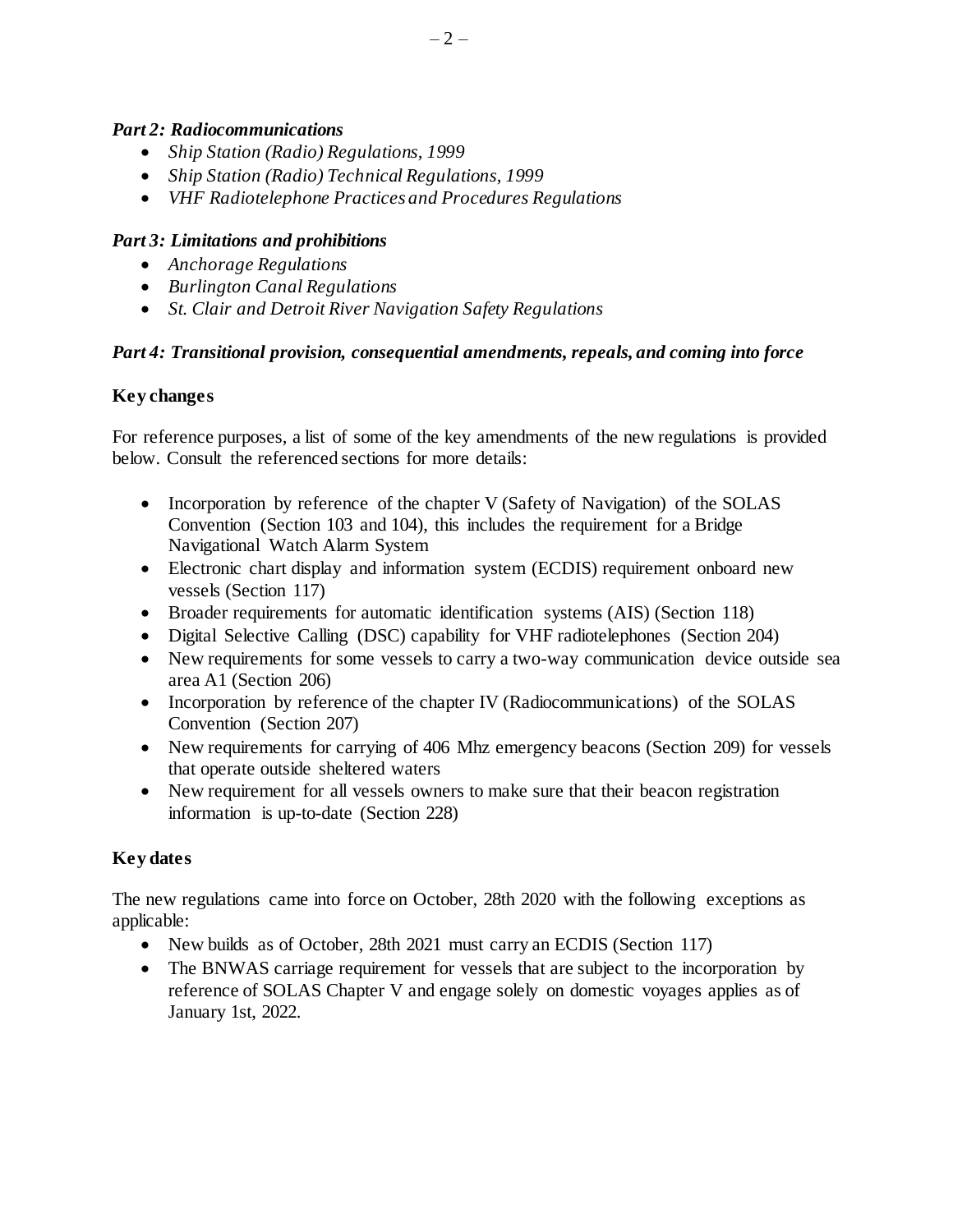***Part 2: Radiocommunications***

- *Ship Station (Radio) Regulations, 1999*
- *Ship Station (Radio) Technical Regulations, 1999*
- *VHF Radiotelephone Practices and Procedures Regulations*

***Part 3: Limitations and prohibitions***

- *Anchorage Regulations*
- *Burlington Canal Regulations*
- *St. Clair and Detroit River Navigation Safety Regulations*

***Part 4: Transitional provision, consequential amendments, repeals, and coming into force***

**Key changes**

For reference purposes, a list of some of the key amendments of the new regulations is provided below. Consult the referenced sections for more details:

- Incorporation by reference of the chapter V (Safety of Navigation) of the SOLAS Convention (Section 103 and 104), this includes the requirement for a Bridge Navigational Watch Alarm System
- Electronic chart display and information system (ECDIS) requirement onboard new vessels (Section 117)
- Broader requirements for automatic identification systems (AIS) (Section 118)
- Digital Selective Calling (DSC) capability for VHF radiotelephones (Section 204)
- New requirements for some vessels to carry a two-way communication device outside sea area A1 (Section 206)
- Incorporation by reference of the chapter IV (Radiocommunications) of the SOLAS Convention (Section 207)
- New requirements for carrying of 406 Mhz emergency beacons (Section 209) for vessels that operate outside sheltered waters
- New requirement for all vessels owners to make sure that their beacon registration information is up-to-date (Section 228)

**Key dates**

The new regulations came into force on October, 28th 2020 with the following exceptions as applicable:

- New builds as of October, 28th 2021 must carry an ECDIS (Section 117)
- The BNWAS carriage requirement for vessels that are subject to the incorporation by reference of SOLAS Chapter V and engage solely on domestic voyages applies as of January 1st, 2022.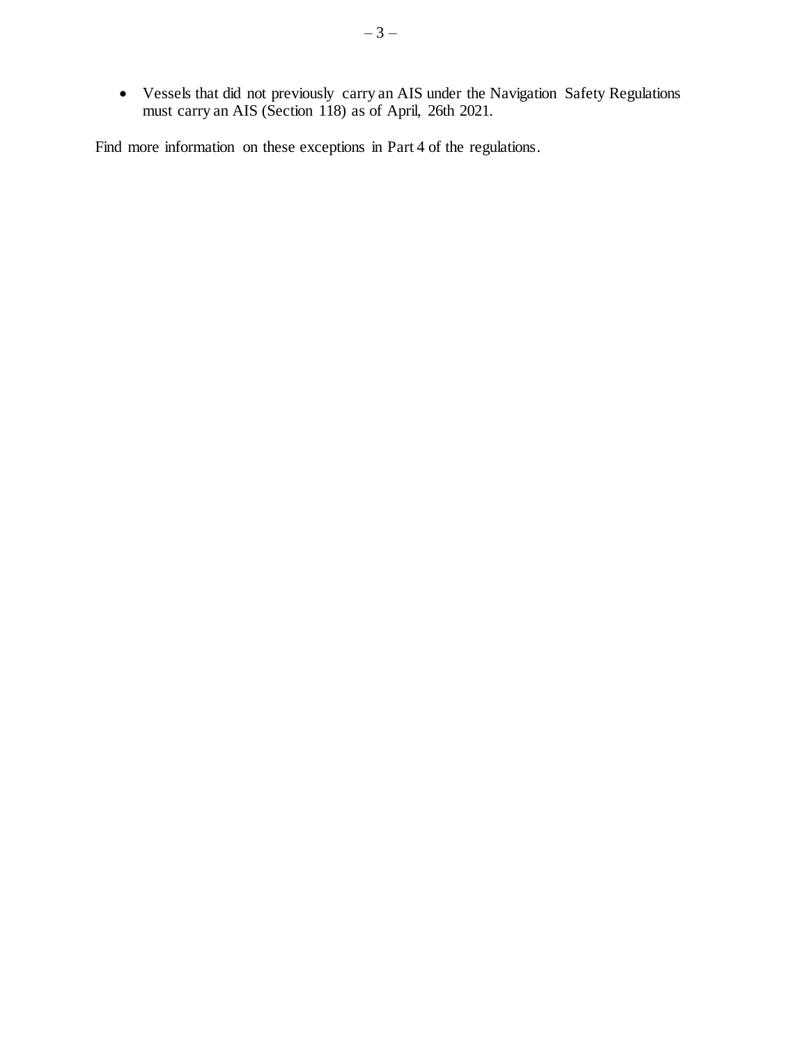- Vessels that did not previously carry an AIS under the Navigation Safety Regulations must carry an AIS (Section 118) as of April, 26th 2021.

Find more information on these exceptions in Part 4 of the regulations.